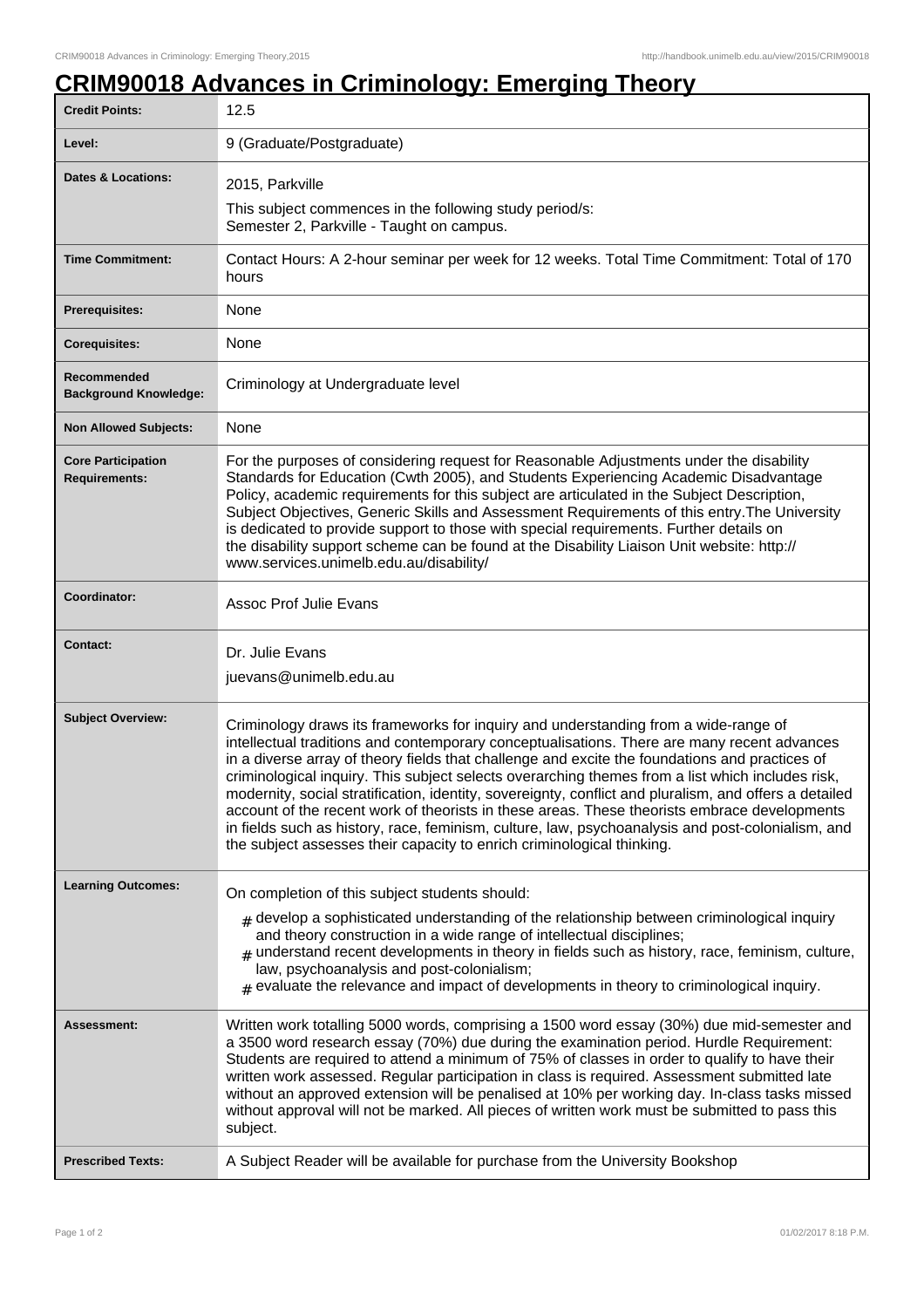# CRIM90018 Advances in Criminology: Emerging Theory

| | |
|---|---|
| **Credit Points:** | 12.5 |
| **Level:** | 9 (Graduate/Postgraduate) |
| **Dates & Locations:** | 2015, Parkville<br>This subject commences in the following study period/s:<br>Semester 2, Parkville - Taught on campus. |
| **Time Commitment:** | Contact Hours: A 2-hour seminar per week for 12 weeks. Total Time Commitment: Total of 170 hours |
| **Prerequisites:** | None |
| **Corequisites:** | None |
| **Recommended Background Knowledge:** | Criminology at Undergraduate level |
| **Non Allowed Subjects:** | None |
| **Core Participation Requirements:** | For the purposes of considering request for Reasonable Adjustments under the disability Standards for Education (Cwth 2005), and Students Experiencing Academic Disadvantage Policy, academic requirements for this subject are articulated in the Subject Description, Subject Objectives, Generic Skills and Assessment Requirements of this entry.The University is dedicated to provide support to those with special requirements. Further details on the disability support scheme can be found at the Disability Liaison Unit website: http://www.services.unimelb.edu.au/disability/ |
| **Coordinator:** | Assoc Prof Julie Evans |
| **Contact:** | Dr. Julie Evans<br>juevans@unimelb.edu.au |
| **Subject Overview:** | Criminology draws its frameworks for inquiry and understanding from a wide-range of intellectual traditions and contemporary conceptualisations. There are many recent advances in a diverse array of theory fields that challenge and excite the foundations and practices of criminological inquiry. This subject selects overarching themes from a list which includes risk, modernity, social stratification, identity, sovereignty, conflict and pluralism, and offers a detailed account of the recent work of theorists in these areas. These theorists embrace developments in fields such as history, race, feminism, culture, law, psychoanalysis and post-colonialism, and the subject assesses their capacity to enrich criminological thinking. |
| **Learning Outcomes:** | On completion of this subject students should:<br># develop a sophisticated understanding of the relationship between criminological inquiry and theory construction in a wide range of intellectual disciplines;<br># understand recent developments in theory in fields such as history, race, feminism, culture, law, psychoanalysis and post-colonialism;<br># evaluate the relevance and impact of developments in theory to criminological inquiry. |
| **Assessment:** | Written work totalling 5000 words, comprising a 1500 word essay (30%) due mid-semester and a 3500 word research essay (70%) due during the examination period. Hurdle Requirement: Students are required to attend a minimum of 75% of classes in order to qualify to have their written work assessed. Regular participation in class is required. Assessment submitted late without an approved extension will be penalised at 10% per working day. In-class tasks missed without approval will not be marked. All pieces of written work must be submitted to pass this subject. |
| **Prescribed Texts:** | A Subject Reader will be available for purchase from the University Bookshop |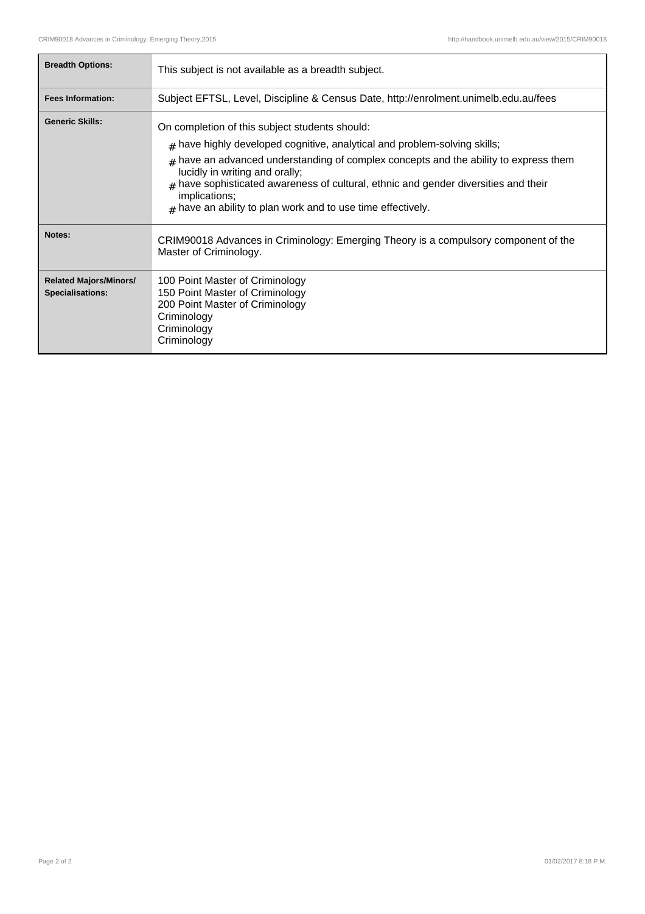| | |
|---|---|
| **Breadth Options:** | This subject is not available as a breadth subject. |
| **Fees Information:** | Subject EFTSL, Level, Discipline & Census Date, http://enrolment.unimelb.edu.au/fees |
| **Generic Skills:** | On completion of this subject students should:<br># have highly developed cognitive, analytical and problem-solving skills;<br># have an advanced understanding of complex concepts and the ability to express them lucidly in writing and orally;<br># have sophisticated awareness of cultural, ethnic and gender diversities and their implications;<br># have an ability to plan work and to use time effectively. |
| **Notes:** | CRIM90018 Advances in Criminology: Emerging Theory is a compulsory component of the Master of Criminology. |
| **Related Majors/Minors/ Specialisations:** | 100 Point Master of Criminology<br>150 Point Master of Criminology<br>200 Point Master of Criminology<br>Criminology<br>Criminology<br>Criminology |